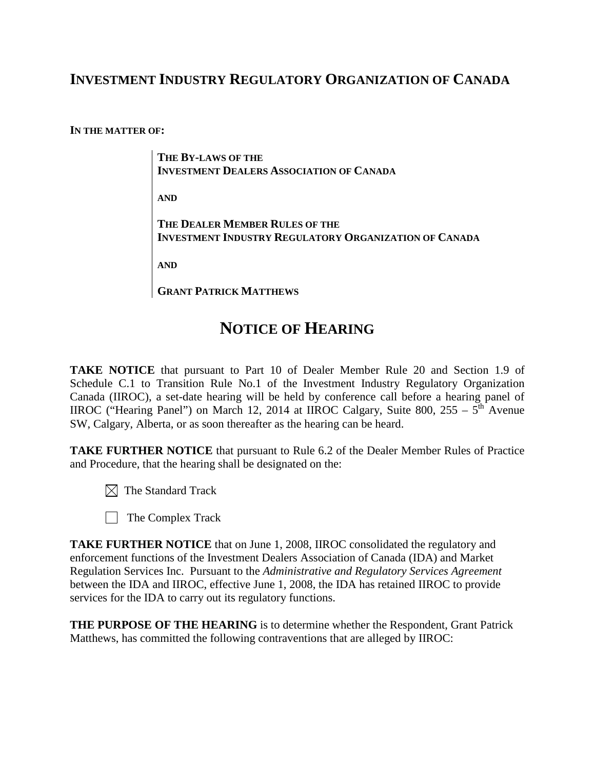# INVESTMENT INDUSTRY REGULATORY ORGANIZATION OF CANADA

**IN THE MATTER OF:**

> **THE BY-LAWS OF THE INVESTMENT DEALERS ASSOCIATION OF CANADA**
>
> **AND**
>
> **THE DEALER MEMBER RULES OF THE INVESTMENT INDUSTRY REGULATORY ORGANIZATION OF CANADA**
>
> **AND**
>
> **GRANT PATRICK MATTHEWS**

## NOTICE OF HEARING

**TAKE NOTICE** that pursuant to Part 10 of Dealer Member Rule 20 and Section 1.9 of Schedule C.1 to Transition Rule No.1 of the Investment Industry Regulatory Organization Canada (IIROC), a set-date hearing will be held by conference call before a hearing panel of IIROC ("Hearing Panel") on March 12, 2014 at IIROC Calgary, Suite 800, 255 – 5th Avenue SW, Calgary, Alberta, or as soon thereafter as the hearing can be heard.

**TAKE FURTHER NOTICE** that pursuant to Rule 6.2 of the Dealer Member Rules of Practice and Procedure, that the hearing shall be designated on the:

- ☒ The Standard Track
- ☐ The Complex Track

**TAKE FURTHER NOTICE** that on June 1, 2008, IIROC consolidated the regulatory and enforcement functions of the Investment Dealers Association of Canada (IDA) and Market Regulation Services Inc. Pursuant to the *Administrative and Regulatory Services Agreement* between the IDA and IIROC, effective June 1, 2008, the IDA has retained IIROC to provide services for the IDA to carry out its regulatory functions.

**THE PURPOSE OF THE HEARING** is to determine whether the Respondent, Grant Patrick Matthews, has committed the following contraventions that are alleged by IIROC: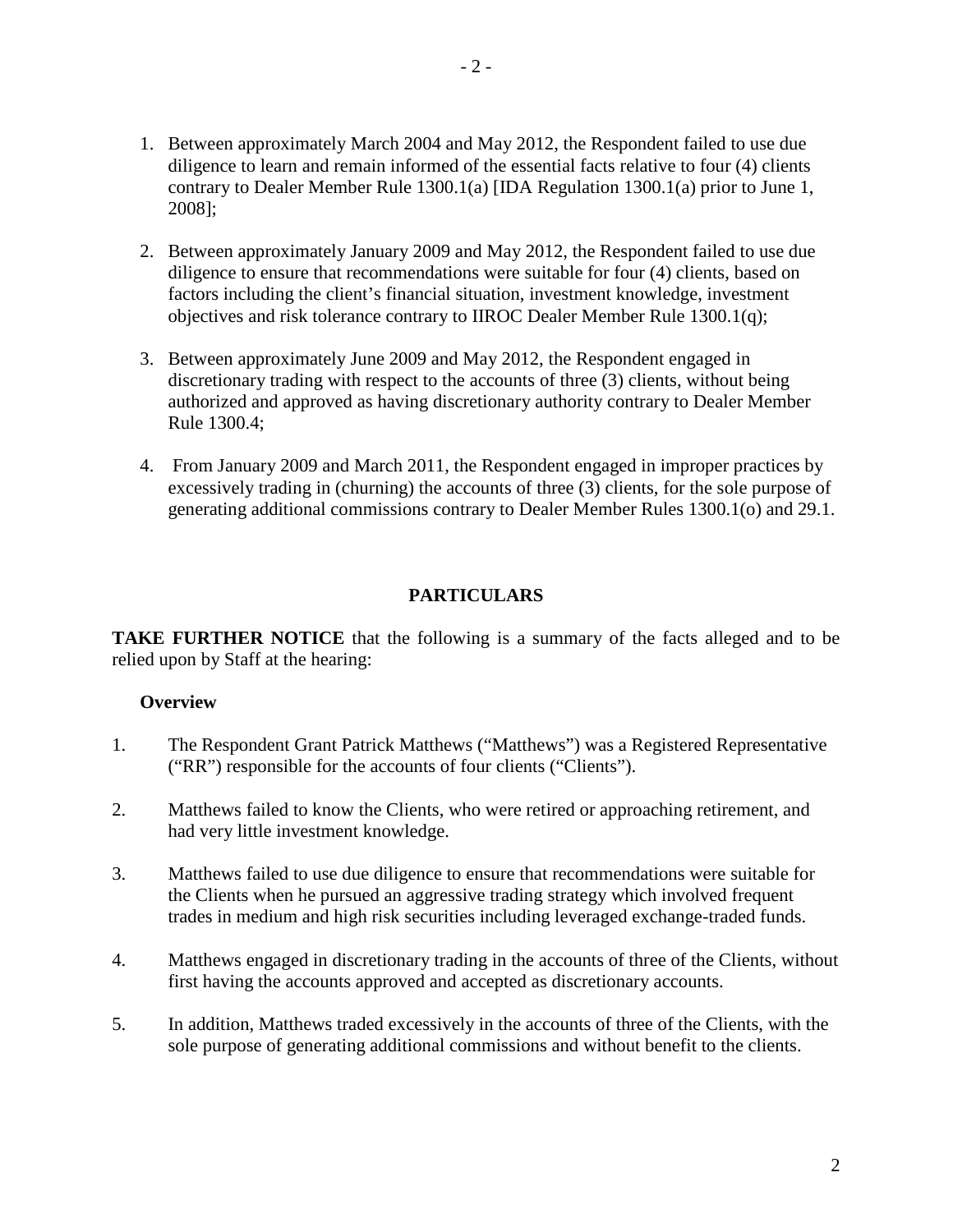1. Between approximately March 2004 and May 2012, the Respondent failed to use due diligence to learn and remain informed of the essential facts relative to four (4) clients contrary to Dealer Member Rule 1300.1(a) [IDA Regulation 1300.1(a) prior to June 1, 2008];

2. Between approximately January 2009 and May 2012, the Respondent failed to use due diligence to ensure that recommendations were suitable for four (4) clients, based on factors including the client's financial situation, investment knowledge, investment objectives and risk tolerance contrary to IIROC Dealer Member Rule 1300.1(q);

3. Between approximately June 2009 and May 2012, the Respondent engaged in discretionary trading with respect to the accounts of three (3) clients, without being authorized and approved as having discretionary authority contrary to Dealer Member Rule 1300.4;

4. From January 2009 and March 2011, the Respondent engaged in improper practices by excessively trading in (churning) the accounts of three (3) clients, for the sole purpose of generating additional commissions contrary to Dealer Member Rules 1300.1(o) and 29.1.

## PARTICULARS

**TAKE FURTHER NOTICE** that the following is a summary of the facts alleged and to be relied upon by Staff at the hearing:

### Overview

1. The Respondent Grant Patrick Matthews ("Matthews") was a Registered Representative ("RR") responsible for the accounts of four clients ("Clients").

2. Matthews failed to know the Clients, who were retired or approaching retirement, and had very little investment knowledge.

3. Matthews failed to use due diligence to ensure that recommendations were suitable for the Clients when he pursued an aggressive trading strategy which involved frequent trades in medium and high risk securities including leveraged exchange-traded funds.

4. Matthews engaged in discretionary trading in the accounts of three of the Clients, without first having the accounts approved and accepted as discretionary accounts.

5. In addition, Matthews traded excessively in the accounts of three of the Clients, with the sole purpose of generating additional commissions and without benefit to the clients.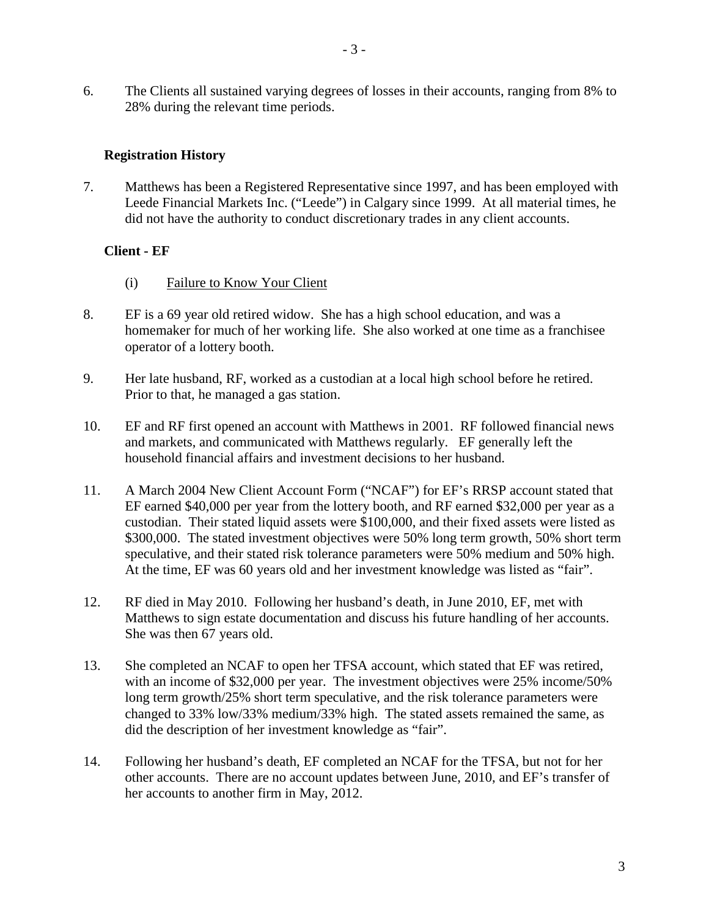6. The Clients all sustained varying degrees of losses in their accounts, ranging from 8% to 28% during the relevant time periods.

**Registration History**

7. Matthews has been a Registered Representative since 1997, and has been employed with Leede Financial Markets Inc. ("Leede") in Calgary since 1999. At all material times, he did not have the authority to conduct discretionary trades in any client accounts.

**Client - EF**

(i) Failure to Know Your Client

8. EF is a 69 year old retired widow. She has a high school education, and was a homemaker for much of her working life. She also worked at one time as a franchisee operator of a lottery booth.

9. Her late husband, RF, worked as a custodian at a local high school before he retired. Prior to that, he managed a gas station.

10. EF and RF first opened an account with Matthews in 2001. RF followed financial news and markets, and communicated with Matthews regularly. EF generally left the household financial affairs and investment decisions to her husband.

11. A March 2004 New Client Account Form ("NCAF") for EF's RRSP account stated that EF earned $40,000 per year from the lottery booth, and RF earned $32,000 per year as a custodian. Their stated liquid assets were $100,000, and their fixed assets were listed as $300,000. The stated investment objectives were 50% long term growth, 50% short term speculative, and their stated risk tolerance parameters were 50% medium and 50% high. At the time, EF was 60 years old and her investment knowledge was listed as "fair".

12. RF died in May 2010. Following her husband's death, in June 2010, EF, met with Matthews to sign estate documentation and discuss his future handling of her accounts. She was then 67 years old.

13. She completed an NCAF to open her TFSA account, which stated that EF was retired, with an income of $32,000 per year. The investment objectives were 25% income/50% long term growth/25% short term speculative, and the risk tolerance parameters were changed to 33% low/33% medium/33% high. The stated assets remained the same, as did the description of her investment knowledge as "fair".

14. Following her husband's death, EF completed an NCAF for the TFSA, but not for her other accounts. There are no account updates between June, 2010, and EF's transfer of her accounts to another firm in May, 2012.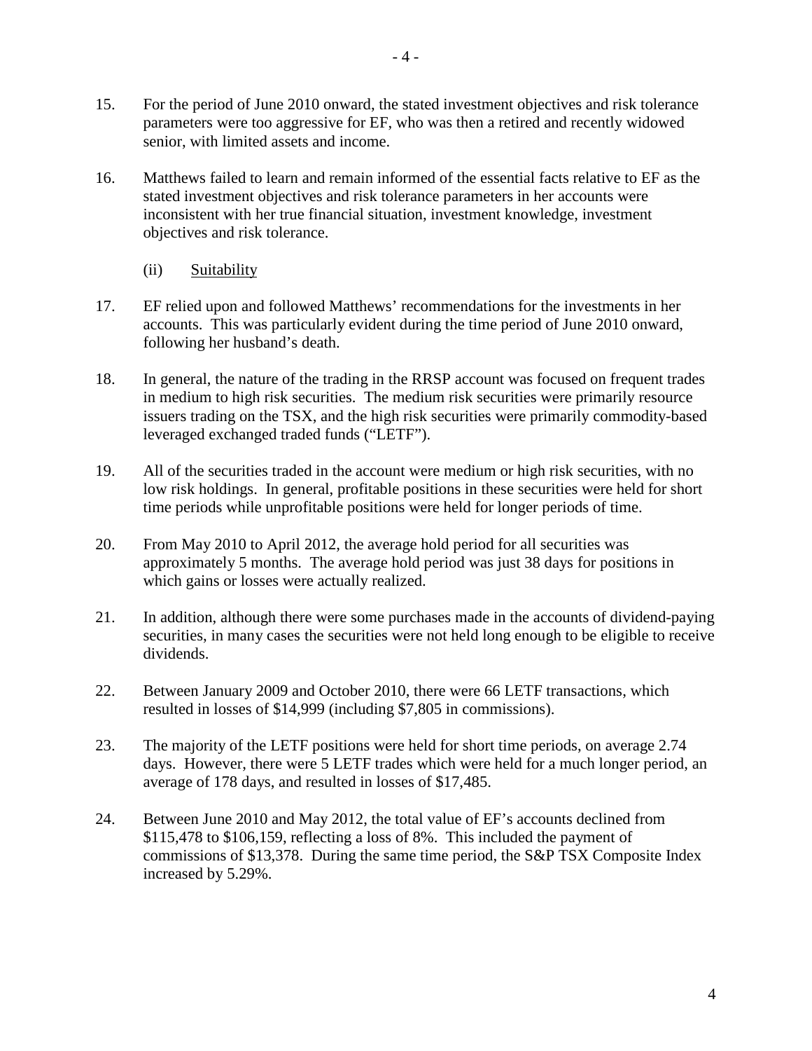15. For the period of June 2010 onward, the stated investment objectives and risk tolerance parameters were too aggressive for EF, who was then a retired and recently widowed senior, with limited assets and income.

16. Matthews failed to learn and remain informed of the essential facts relative to EF as the stated investment objectives and risk tolerance parameters in her accounts were inconsistent with her true financial situation, investment knowledge, investment objectives and risk tolerance.

(ii) Suitability

17. EF relied upon and followed Matthews' recommendations for the investments in her accounts. This was particularly evident during the time period of June 2010 onward, following her husband's death.

18. In general, the nature of the trading in the RRSP account was focused on frequent trades in medium to high risk securities. The medium risk securities were primarily resource issuers trading on the TSX, and the high risk securities were primarily commodity-based leveraged exchanged traded funds ("LETF").

19. All of the securities traded in the account were medium or high risk securities, with no low risk holdings. In general, profitable positions in these securities were held for short time periods while unprofitable positions were held for longer periods of time.

20. From May 2010 to April 2012, the average hold period for all securities was approximately 5 months. The average hold period was just 38 days for positions in which gains or losses were actually realized.

21. In addition, although there were some purchases made in the accounts of dividend-paying securities, in many cases the securities were not held long enough to be eligible to receive dividends.

22. Between January 2009 and October 2010, there were 66 LETF transactions, which resulted in losses of $14,999 (including $7,805 in commissions).

23. The majority of the LETF positions were held for short time periods, on average 2.74 days. However, there were 5 LETF trades which were held for a much longer period, an average of 178 days, and resulted in losses of $17,485.

24. Between June 2010 and May 2012, the total value of EF's accounts declined from $115,478 to $106,159, reflecting a loss of 8%. This included the payment of commissions of $13,378. During the same time period, the S&P TSX Composite Index increased by 5.29%.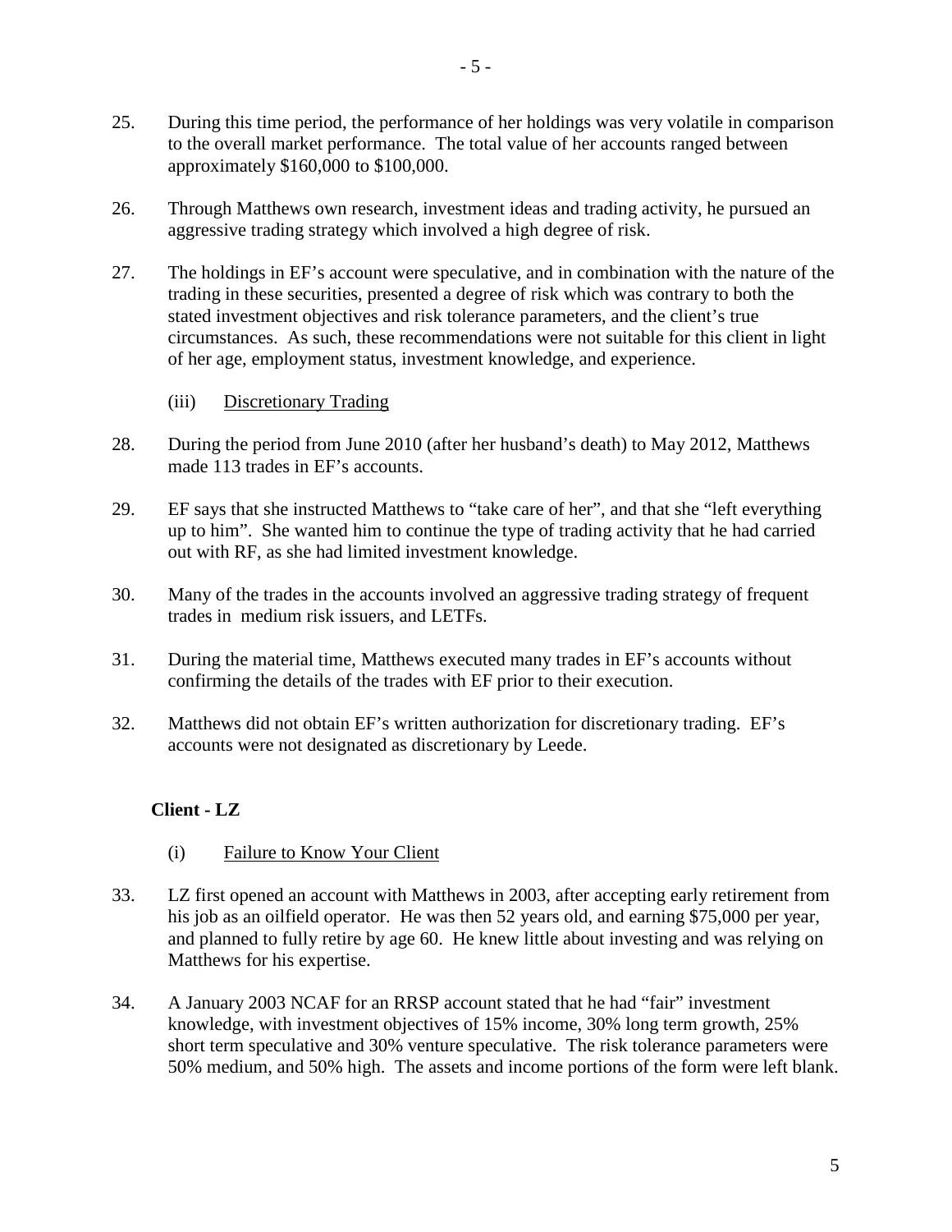25. During this time period, the performance of her holdings was very volatile in comparison to the overall market performance. The total value of her accounts ranged between approximately $160,000 to $100,000.

26. Through Matthews own research, investment ideas and trading activity, he pursued an aggressive trading strategy which involved a high degree of risk.

27. The holdings in EF's account were speculative, and in combination with the nature of the trading in these securities, presented a degree of risk which was contrary to both the stated investment objectives and risk tolerance parameters, and the client's true circumstances. As such, these recommendations were not suitable for this client in light of her age, employment status, investment knowledge, and experience.

(iii) Discretionary Trading

28. During the period from June 2010 (after her husband's death) to May 2012, Matthews made 113 trades in EF's accounts.

29. EF says that she instructed Matthews to "take care of her", and that she "left everything up to him". She wanted him to continue the type of trading activity that he had carried out with RF, as she had limited investment knowledge.

30. Many of the trades in the accounts involved an aggressive trading strategy of frequent trades in medium risk issuers, and LETFs.

31. During the material time, Matthews executed many trades in EF's accounts without confirming the details of the trades with EF prior to their execution.

32. Matthews did not obtain EF's written authorization for discretionary trading. EF's accounts were not designated as discretionary by Leede.

**Client - LZ**

(i) Failure to Know Your Client

33. LZ first opened an account with Matthews in 2003, after accepting early retirement from his job as an oilfield operator. He was then 52 years old, and earning $75,000 per year, and planned to fully retire by age 60. He knew little about investing and was relying on Matthews for his expertise.

34. A January 2003 NCAF for an RRSP account stated that he had "fair" investment knowledge, with investment objectives of 15% income, 30% long term growth, 25% short term speculative and 30% venture speculative. The risk tolerance parameters were 50% medium, and 50% high. The assets and income portions of the form were left blank.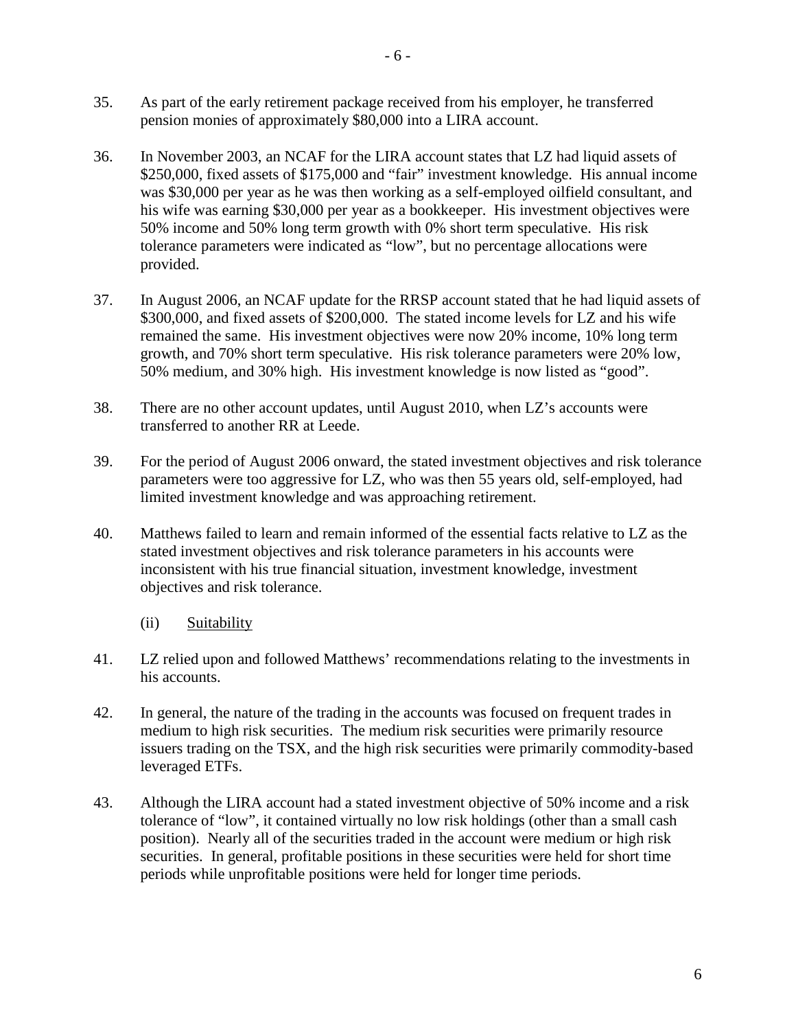35. As part of the early retirement package received from his employer, he transferred pension monies of approximately $80,000 into a LIRA account.

36. In November 2003, an NCAF for the LIRA account states that LZ had liquid assets of $250,000, fixed assets of $175,000 and "fair" investment knowledge. His annual income was $30,000 per year as he was then working as a self-employed oilfield consultant, and his wife was earning $30,000 per year as a bookkeeper. His investment objectives were 50% income and 50% long term growth with 0% short term speculative. His risk tolerance parameters were indicated as "low", but no percentage allocations were provided.

37. In August 2006, an NCAF update for the RRSP account stated that he had liquid assets of $300,000, and fixed assets of $200,000. The stated income levels for LZ and his wife remained the same. His investment objectives were now 20% income, 10% long term growth, and 70% short term speculative. His risk tolerance parameters were 20% low, 50% medium, and 30% high. His investment knowledge is now listed as "good".

38. There are no other account updates, until August 2010, when LZ's accounts were transferred to another RR at Leede.

39. For the period of August 2006 onward, the stated investment objectives and risk tolerance parameters were too aggressive for LZ, who was then 55 years old, self-employed, had limited investment knowledge and was approaching retirement.

40. Matthews failed to learn and remain informed of the essential facts relative to LZ as the stated investment objectives and risk tolerance parameters in his accounts were inconsistent with his true financial situation, investment knowledge, investment objectives and risk tolerance.

(ii) Suitability

41. LZ relied upon and followed Matthews' recommendations relating to the investments in his accounts.

42. In general, the nature of the trading in the accounts was focused on frequent trades in medium to high risk securities. The medium risk securities were primarily resource issuers trading on the TSX, and the high risk securities were primarily commodity-based leveraged ETFs.

43. Although the LIRA account had a stated investment objective of 50% income and a risk tolerance of "low", it contained virtually no low risk holdings (other than a small cash position). Nearly all of the securities traded in the account were medium or high risk securities. In general, profitable positions in these securities were held for short time periods while unprofitable positions were held for longer time periods.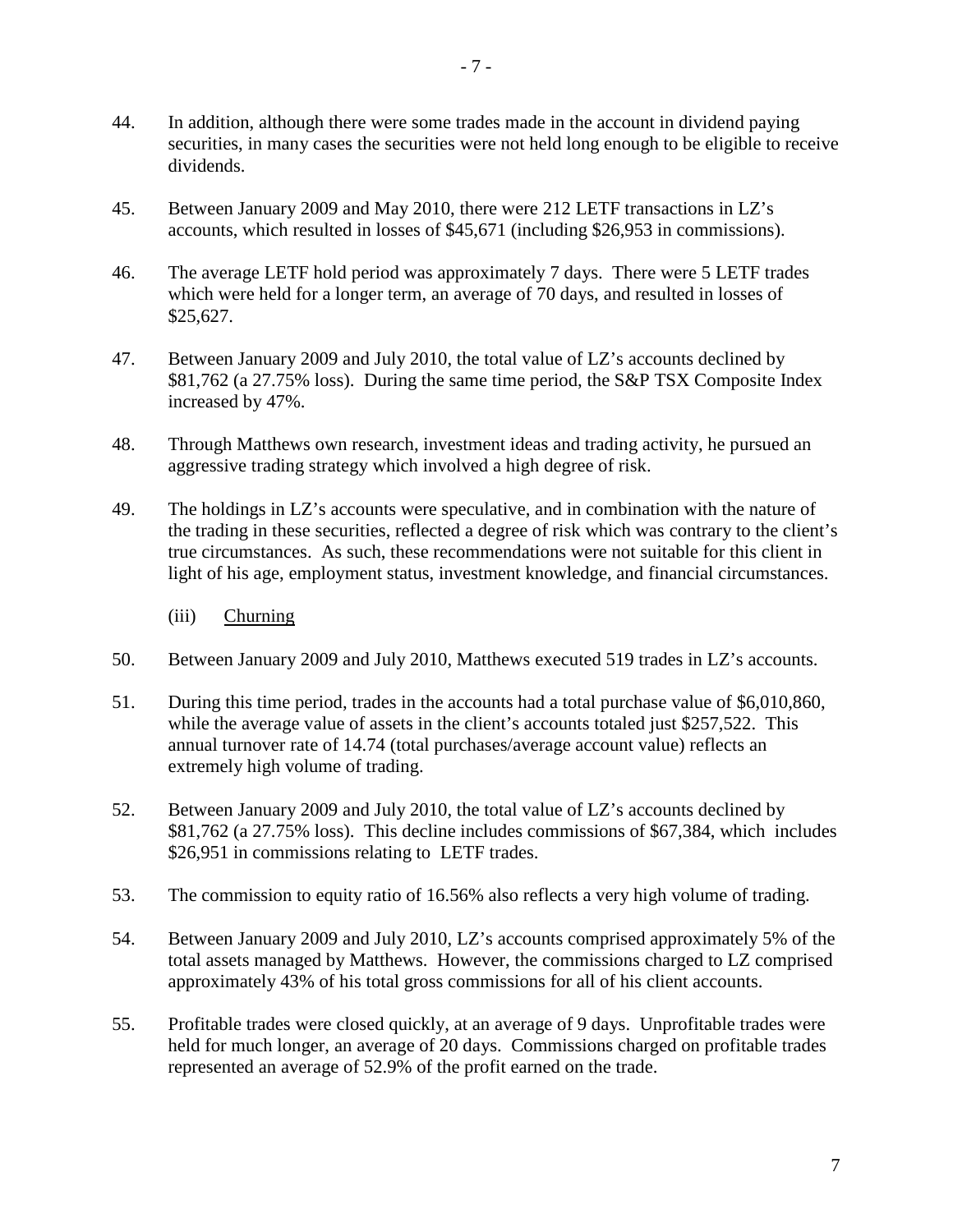44. In addition, although there were some trades made in the account in dividend paying securities, in many cases the securities were not held long enough to be eligible to receive dividends.

45. Between January 2009 and May 2010, there were 212 LETF transactions in LZ's accounts, which resulted in losses of $45,671 (including $26,953 in commissions).

46. The average LETF hold period was approximately 7 days. There were 5 LETF trades which were held for a longer term, an average of 70 days, and resulted in losses of $25,627.

47. Between January 2009 and July 2010, the total value of LZ's accounts declined by $81,762 (a 27.75% loss). During the same time period, the S&P TSX Composite Index increased by 47%.

48. Through Matthews own research, investment ideas and trading activity, he pursued an aggressive trading strategy which involved a high degree of risk.

49. The holdings in LZ's accounts were speculative, and in combination with the nature of the trading in these securities, reflected a degree of risk which was contrary to the client's true circumstances. As such, these recommendations were not suitable for this client in light of his age, employment status, investment knowledge, and financial circumstances.

(iii) Churning

50. Between January 2009 and July 2010, Matthews executed 519 trades in LZ's accounts.

51. During this time period, trades in the accounts had a total purchase value of $6,010,860, while the average value of assets in the client's accounts totaled just $257,522. This annual turnover rate of 14.74 (total purchases/average account value) reflects an extremely high volume of trading.

52. Between January 2009 and July 2010, the total value of LZ's accounts declined by $81,762 (a 27.75% loss). This decline includes commissions of $67,384, which includes $26,951 in commissions relating to LETF trades.

53. The commission to equity ratio of 16.56% also reflects a very high volume of trading.

54. Between January 2009 and July 2010, LZ's accounts comprised approximately 5% of the total assets managed by Matthews. However, the commissions charged to LZ comprised approximately 43% of his total gross commissions for all of his client accounts.

55. Profitable trades were closed quickly, at an average of 9 days. Unprofitable trades were held for much longer, an average of 20 days. Commissions charged on profitable trades represented an average of 52.9% of the profit earned on the trade.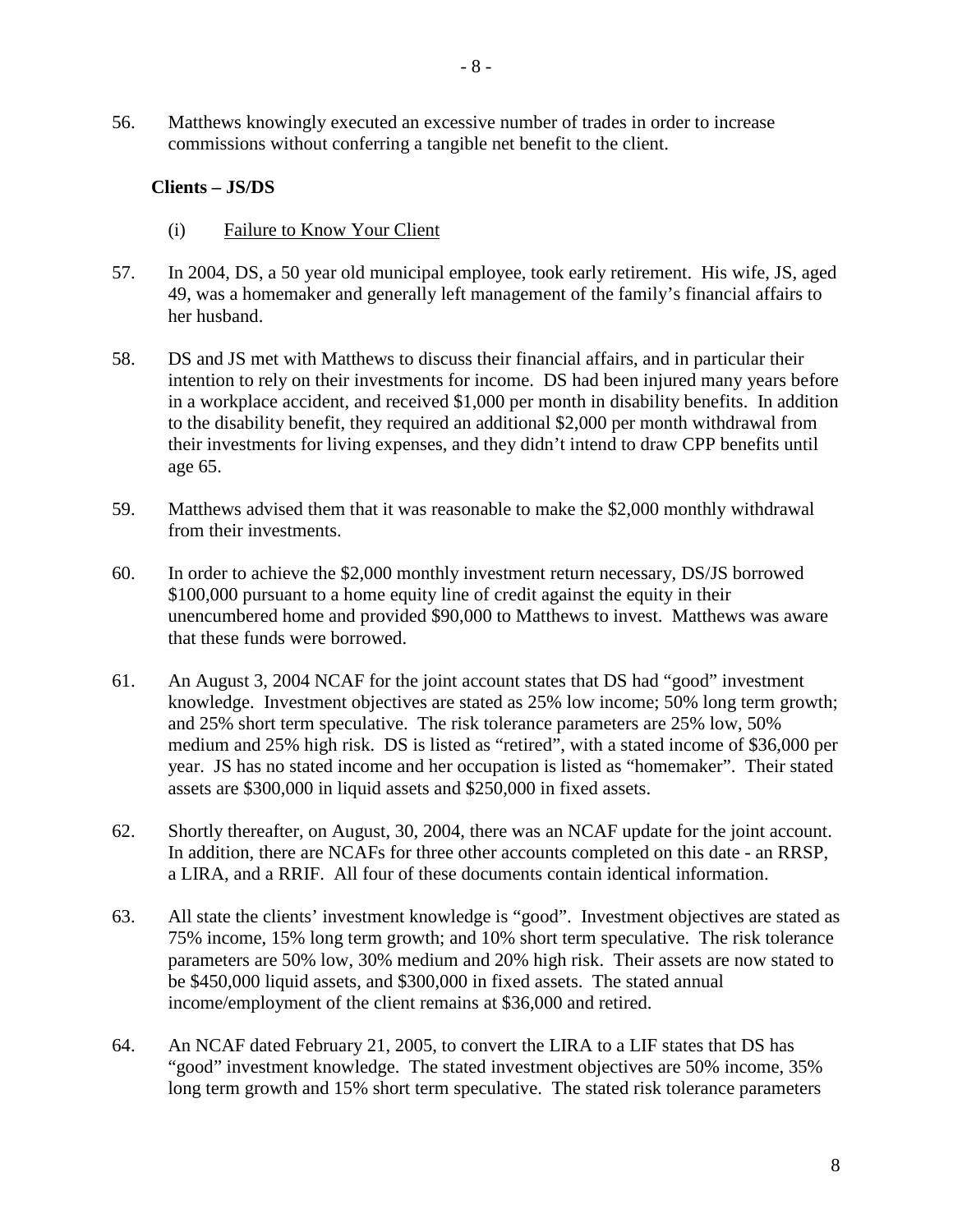56. Matthews knowingly executed an excessive number of trades in order to increase commissions without conferring a tangible net benefit to the client.

**Clients – JS/DS**

(i) Failure to Know Your Client

57. In 2004, DS, a 50 year old municipal employee, took early retirement. His wife, JS, aged 49, was a homemaker and generally left management of the family's financial affairs to her husband.

58. DS and JS met with Matthews to discuss their financial affairs, and in particular their intention to rely on their investments for income. DS had been injured many years before in a workplace accident, and received $1,000 per month in disability benefits. In addition to the disability benefit, they required an additional $2,000 per month withdrawal from their investments for living expenses, and they didn't intend to draw CPP benefits until age 65.

59. Matthews advised them that it was reasonable to make the $2,000 monthly withdrawal from their investments.

60. In order to achieve the $2,000 monthly investment return necessary, DS/JS borrowed $100,000 pursuant to a home equity line of credit against the equity in their unencumbered home and provided $90,000 to Matthews to invest. Matthews was aware that these funds were borrowed.

61. An August 3, 2004 NCAF for the joint account states that DS had "good" investment knowledge. Investment objectives are stated as 25% low income; 50% long term growth; and 25% short term speculative. The risk tolerance parameters are 25% low, 50% medium and 25% high risk. DS is listed as "retired", with a stated income of $36,000 per year. JS has no stated income and her occupation is listed as "homemaker". Their stated assets are $300,000 in liquid assets and $250,000 in fixed assets.

62. Shortly thereafter, on August, 30, 2004, there was an NCAF update for the joint account. In addition, there are NCAFs for three other accounts completed on this date - an RRSP, a LIRA, and a RRIF. All four of these documents contain identical information.

63. All state the clients' investment knowledge is "good". Investment objectives are stated as 75% income, 15% long term growth; and 10% short term speculative. The risk tolerance parameters are 50% low, 30% medium and 20% high risk. Their assets are now stated to be $450,000 liquid assets, and $300,000 in fixed assets. The stated annual income/employment of the client remains at $36,000 and retired.

64. An NCAF dated February 21, 2005, to convert the LIRA to a LIF states that DS has "good" investment knowledge. The stated investment objectives are 50% income, 35% long term growth and 15% short term speculative. The stated risk tolerance parameters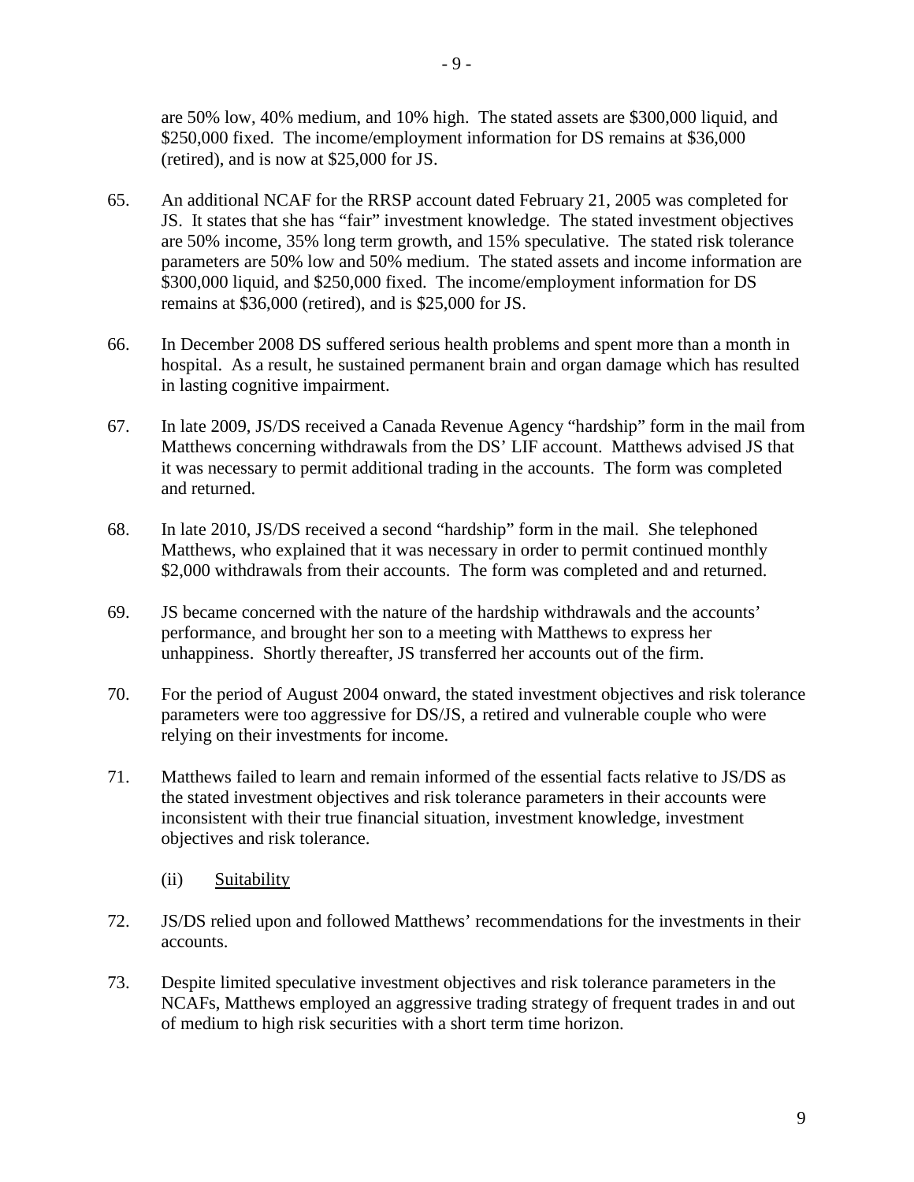are 50% low, 40% medium, and 10% high. The stated assets are $300,000 liquid, and $250,000 fixed. The income/employment information for DS remains at $36,000 (retired), and is now at $25,000 for JS.

65. An additional NCAF for the RRSP account dated February 21, 2005 was completed for JS. It states that she has "fair" investment knowledge. The stated investment objectives are 50% income, 35% long term growth, and 15% speculative. The stated risk tolerance parameters are 50% low and 50% medium. The stated assets and income information are $300,000 liquid, and $250,000 fixed. The income/employment information for DS remains at $36,000 (retired), and is $25,000 for JS.

66. In December 2008 DS suffered serious health problems and spent more than a month in hospital. As a result, he sustained permanent brain and organ damage which has resulted in lasting cognitive impairment.

67. In late 2009, JS/DS received a Canada Revenue Agency "hardship" form in the mail from Matthews concerning withdrawals from the DS' LIF account. Matthews advised JS that it was necessary to permit additional trading in the accounts. The form was completed and returned.

68. In late 2010, JS/DS received a second "hardship" form in the mail. She telephoned Matthews, who explained that it was necessary in order to permit continued monthly $2,000 withdrawals from their accounts. The form was completed and and returned.

69. JS became concerned with the nature of the hardship withdrawals and the accounts' performance, and brought her son to a meeting with Matthews to express her unhappiness. Shortly thereafter, JS transferred her accounts out of the firm.

70. For the period of August 2004 onward, the stated investment objectives and risk tolerance parameters were too aggressive for DS/JS, a retired and vulnerable couple who were relying on their investments for income.

71. Matthews failed to learn and remain informed of the essential facts relative to JS/DS as the stated investment objectives and risk tolerance parameters in their accounts were inconsistent with their true financial situation, investment knowledge, investment objectives and risk tolerance.

(ii) Suitability

72. JS/DS relied upon and followed Matthews' recommendations for the investments in their accounts.

73. Despite limited speculative investment objectives and risk tolerance parameters in the NCAFs, Matthews employed an aggressive trading strategy of frequent trades in and out of medium to high risk securities with a short term time horizon.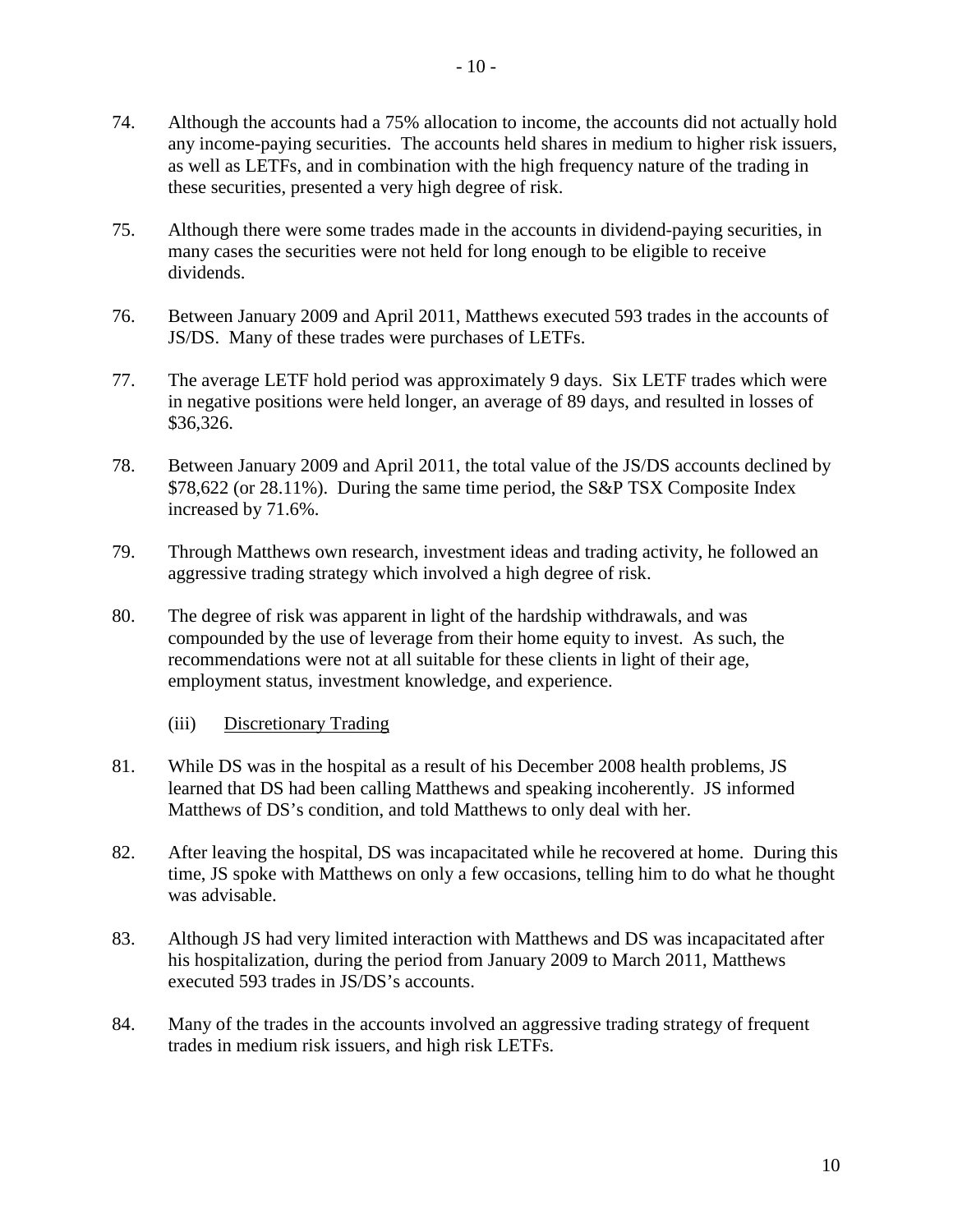74. Although the accounts had a 75% allocation to income, the accounts did not actually hold any income-paying securities. The accounts held shares in medium to higher risk issuers, as well as LETFs, and in combination with the high frequency nature of the trading in these securities, presented a very high degree of risk.

75. Although there were some trades made in the accounts in dividend-paying securities, in many cases the securities were not held for long enough to be eligible to receive dividends.

76. Between January 2009 and April 2011, Matthews executed 593 trades in the accounts of JS/DS. Many of these trades were purchases of LETFs.

77. The average LETF hold period was approximately 9 days. Six LETF trades which were in negative positions were held longer, an average of 89 days, and resulted in losses of $36,326.

78. Between January 2009 and April 2011, the total value of the JS/DS accounts declined by $78,622 (or 28.11%). During the same time period, the S&P TSX Composite Index increased by 71.6%.

79. Through Matthews own research, investment ideas and trading activity, he followed an aggressive trading strategy which involved a high degree of risk.

80. The degree of risk was apparent in light of the hardship withdrawals, and was compounded by the use of leverage from their home equity to invest. As such, the recommendations were not at all suitable for these clients in light of their age, employment status, investment knowledge, and experience.

(iii) Discretionary Trading

81. While DS was in the hospital as a result of his December 2008 health problems, JS learned that DS had been calling Matthews and speaking incoherently. JS informed Matthews of DS's condition, and told Matthews to only deal with her.

82. After leaving the hospital, DS was incapacitated while he recovered at home. During this time, JS spoke with Matthews on only a few occasions, telling him to do what he thought was advisable.

83. Although JS had very limited interaction with Matthews and DS was incapacitated after his hospitalization, during the period from January 2009 to March 2011, Matthews executed 593 trades in JS/DS's accounts.

84. Many of the trades in the accounts involved an aggressive trading strategy of frequent trades in medium risk issuers, and high risk LETFs.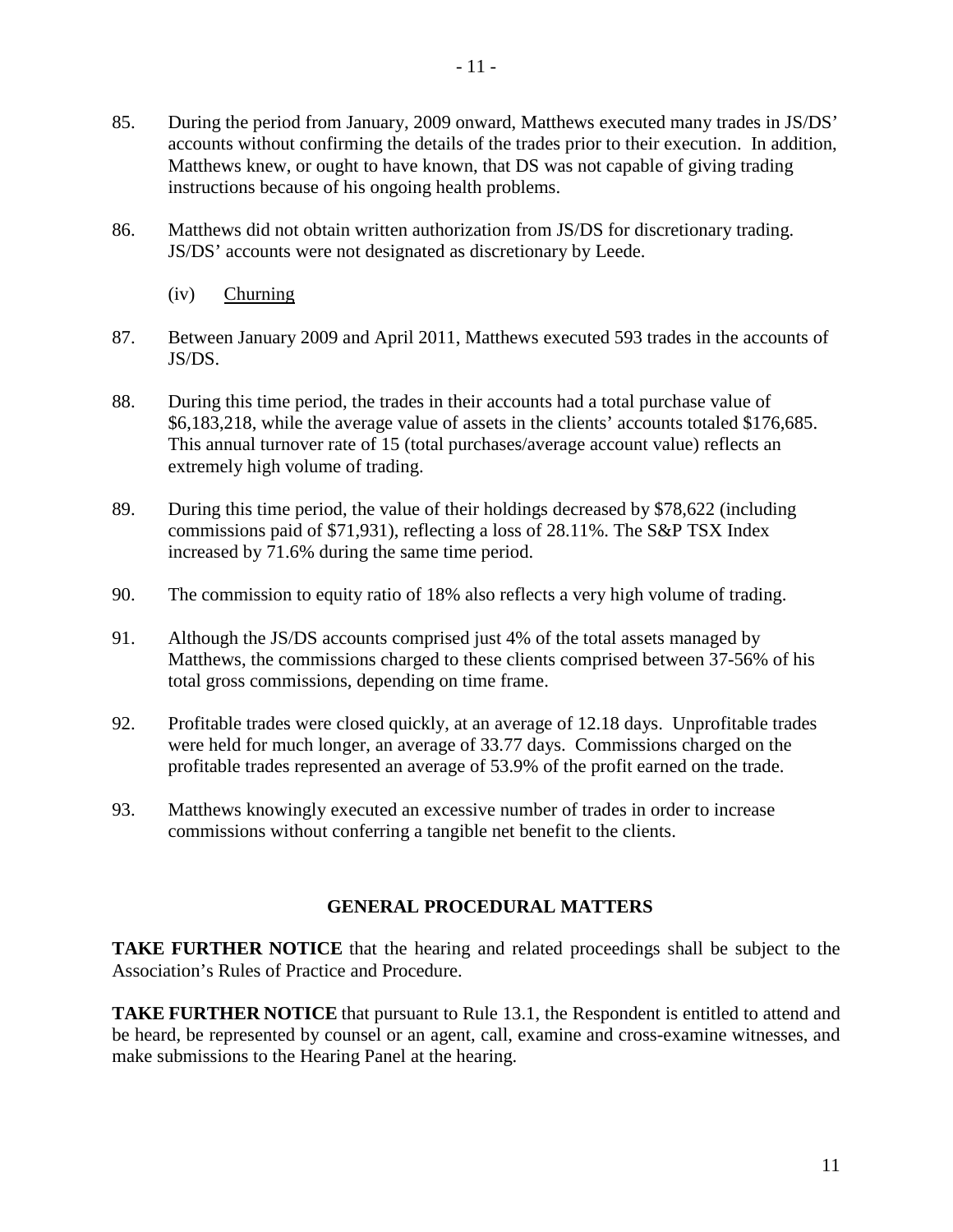85. During the period from January, 2009 onward, Matthews executed many trades in JS/DS' accounts without confirming the details of the trades prior to their execution. In addition, Matthews knew, or ought to have known, that DS was not capable of giving trading instructions because of his ongoing health problems.

86. Matthews did not obtain written authorization from JS/DS for discretionary trading. JS/DS' accounts were not designated as discretionary by Leede.

(iv) Churning

87. Between January 2009 and April 2011, Matthews executed 593 trades in the accounts of JS/DS.

88. During this time period, the trades in their accounts had a total purchase value of $6,183,218, while the average value of assets in the clients' accounts totaled $176,685. This annual turnover rate of 15 (total purchases/average account value) reflects an extremely high volume of trading.

89. During this time period, the value of their holdings decreased by $78,622 (including commissions paid of $71,931), reflecting a loss of 28.11%. The S&P TSX Index increased by 71.6% during the same time period.

90. The commission to equity ratio of 18% also reflects a very high volume of trading.

91. Although the JS/DS accounts comprised just 4% of the total assets managed by Matthews, the commissions charged to these clients comprised between 37-56% of his total gross commissions, depending on time frame.

92. Profitable trades were closed quickly, at an average of 12.18 days. Unprofitable trades were held for much longer, an average of 33.77 days. Commissions charged on the profitable trades represented an average of 53.9% of the profit earned on the trade.

93. Matthews knowingly executed an excessive number of trades in order to increase commissions without conferring a tangible net benefit to the clients.

## GENERAL PROCEDURAL MATTERS

**TAKE FURTHER NOTICE** that the hearing and related proceedings shall be subject to the Association's Rules of Practice and Procedure.

**TAKE FURTHER NOTICE** that pursuant to Rule 13.1, the Respondent is entitled to attend and be heard, be represented by counsel or an agent, call, examine and cross-examine witnesses, and make submissions to the Hearing Panel at the hearing.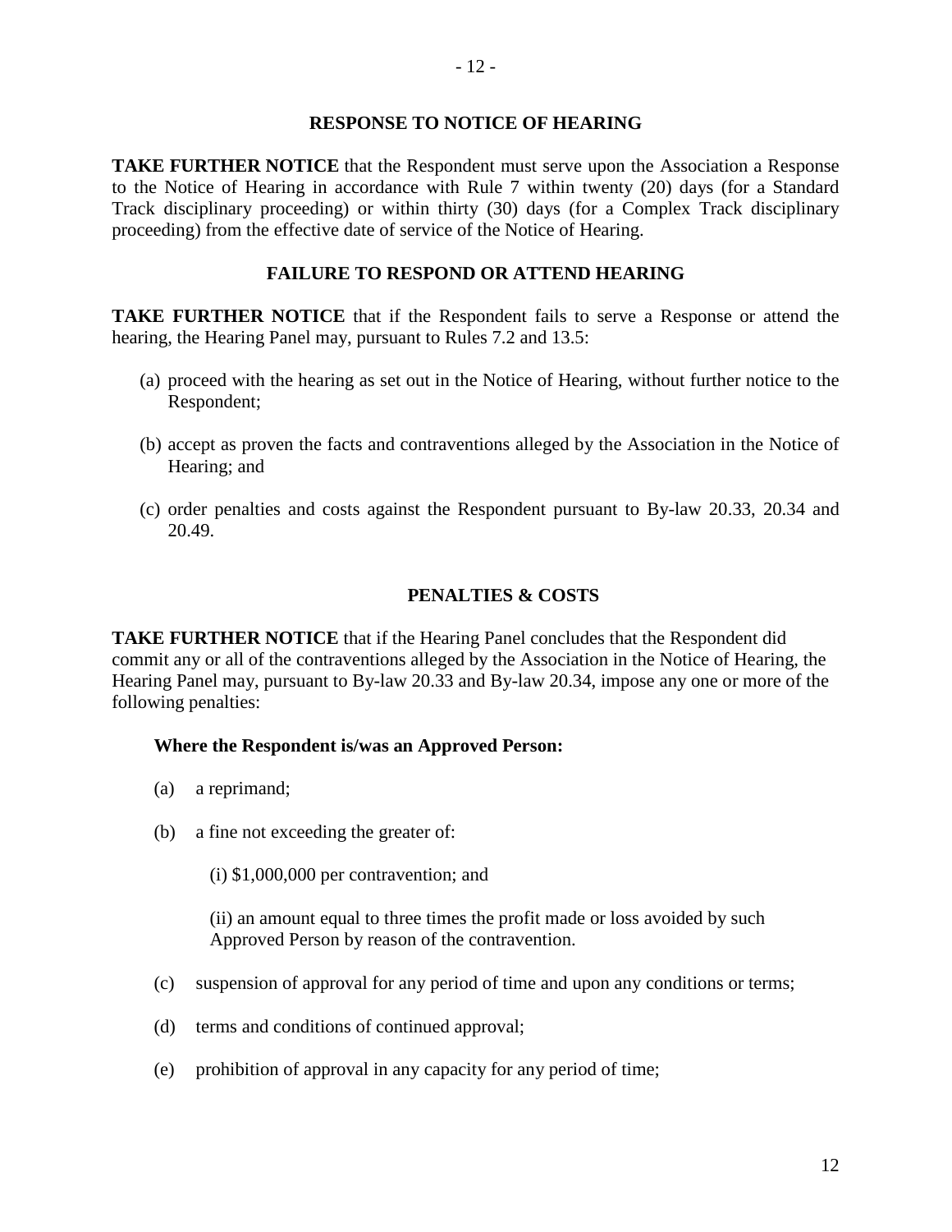## RESPONSE TO NOTICE OF HEARING

**TAKE FURTHER NOTICE** that the Respondent must serve upon the Association a Response to the Notice of Hearing in accordance with Rule 7 within twenty (20) days (for a Standard Track disciplinary proceeding) or within thirty (30) days (for a Complex Track disciplinary proceeding) from the effective date of service of the Notice of Hearing.

## FAILURE TO RESPOND OR ATTEND HEARING

**TAKE FURTHER NOTICE** that if the Respondent fails to serve a Response or attend the hearing, the Hearing Panel may, pursuant to Rules 7.2 and 13.5:

(a) proceed with the hearing as set out in the Notice of Hearing, without further notice to the Respondent;

(b) accept as proven the facts and contraventions alleged by the Association in the Notice of Hearing; and

(c) order penalties and costs against the Respondent pursuant to By-law 20.33, 20.34 and 20.49.

## PENALTIES & COSTS

**TAKE FURTHER NOTICE** that if the Hearing Panel concludes that the Respondent did commit any or all of the contraventions alleged by the Association in the Notice of Hearing, the Hearing Panel may, pursuant to By-law 20.33 and By-law 20.34, impose any one or more of the following penalties:

**Where the Respondent is/was an Approved Person:**

(a) a reprimand;

(b) a fine not exceeding the greater of:

(i) $1,000,000 per contravention; and

(ii) an amount equal to three times the profit made or loss avoided by such Approved Person by reason of the contravention.

(c) suspension of approval for any period of time and upon any conditions or terms;

(d) terms and conditions of continued approval;

(e) prohibition of approval in any capacity for any period of time;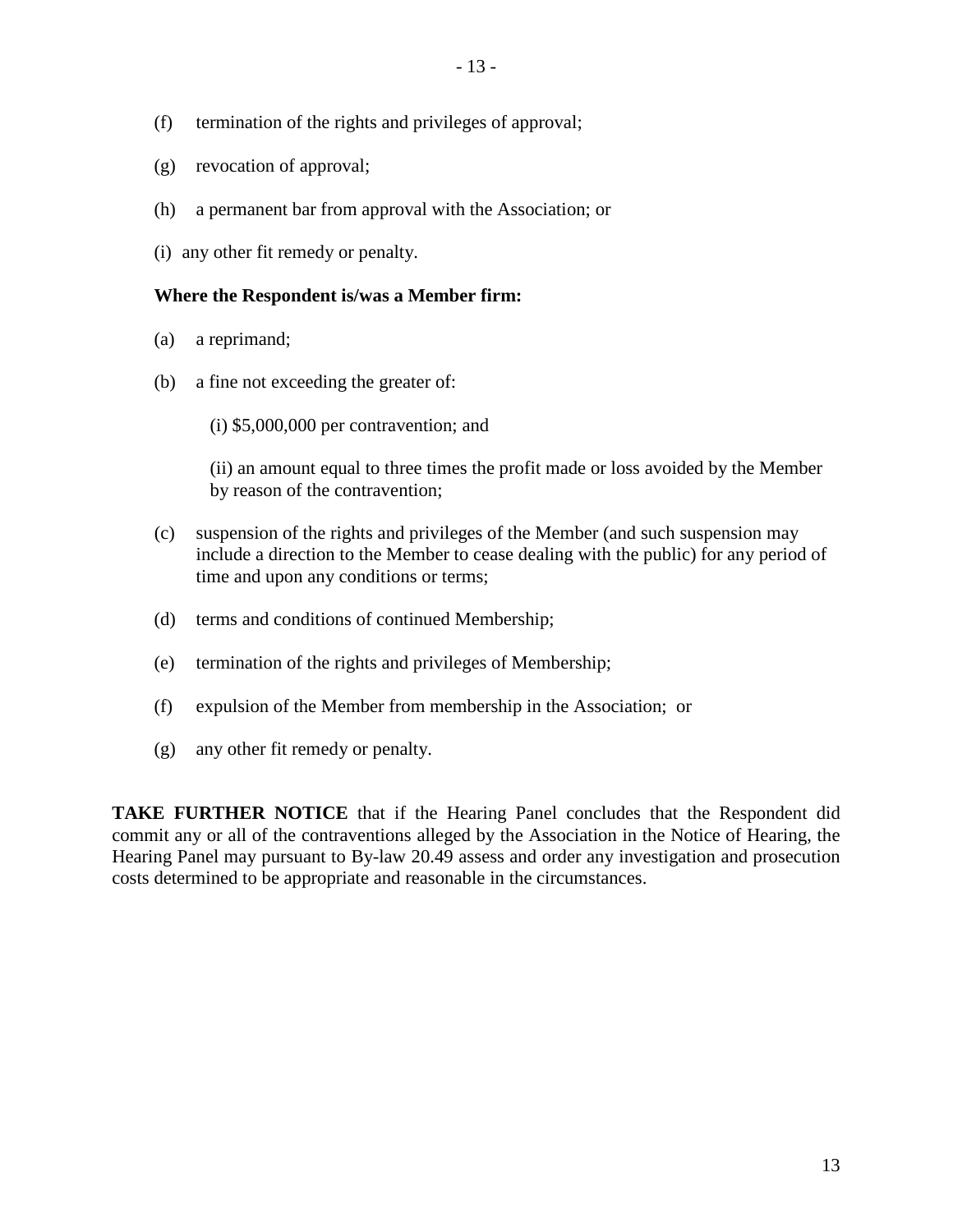(f) termination of the rights and privileges of approval;

(g) revocation of approval;

(h) a permanent bar from approval with the Association; or

(i) any other fit remedy or penalty.

**Where the Respondent is/was a Member firm:**

(a) a reprimand;

(b) a fine not exceeding the greater of:

(i) $5,000,000 per contravention; and

(ii) an amount equal to three times the profit made or loss avoided by the Member by reason of the contravention;

(c) suspension of the rights and privileges of the Member (and such suspension may include a direction to the Member to cease dealing with the public) for any period of time and upon any conditions or terms;

(d) terms and conditions of continued Membership;

(e) termination of the rights and privileges of Membership;

(f) expulsion of the Member from membership in the Association; or

(g) any other fit remedy or penalty.

**TAKE FURTHER NOTICE** that if the Hearing Panel concludes that the Respondent did commit any or all of the contraventions alleged by the Association in the Notice of Hearing, the Hearing Panel may pursuant to By-law 20.49 assess and order any investigation and prosecution costs determined to be appropriate and reasonable in the circumstances.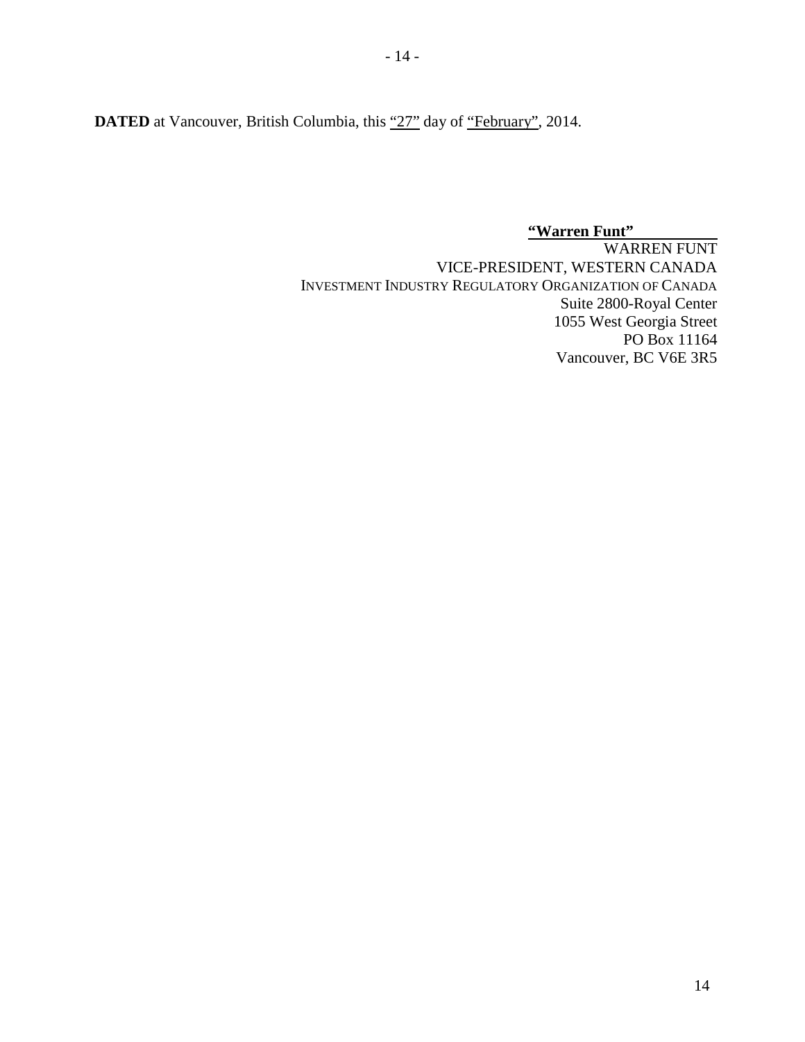**DATED** at Vancouver, British Columbia, this "27" day of "February", 2014.

**"Warren Funt"**
WARREN FUNT
VICE-PRESIDENT, WESTERN CANADA
INVESTMENT INDUSTRY REGULATORY ORGANIZATION OF CANADA
Suite 2800-Royal Center
1055 West Georgia Street
PO Box 11164
Vancouver, BC V6E 3R5